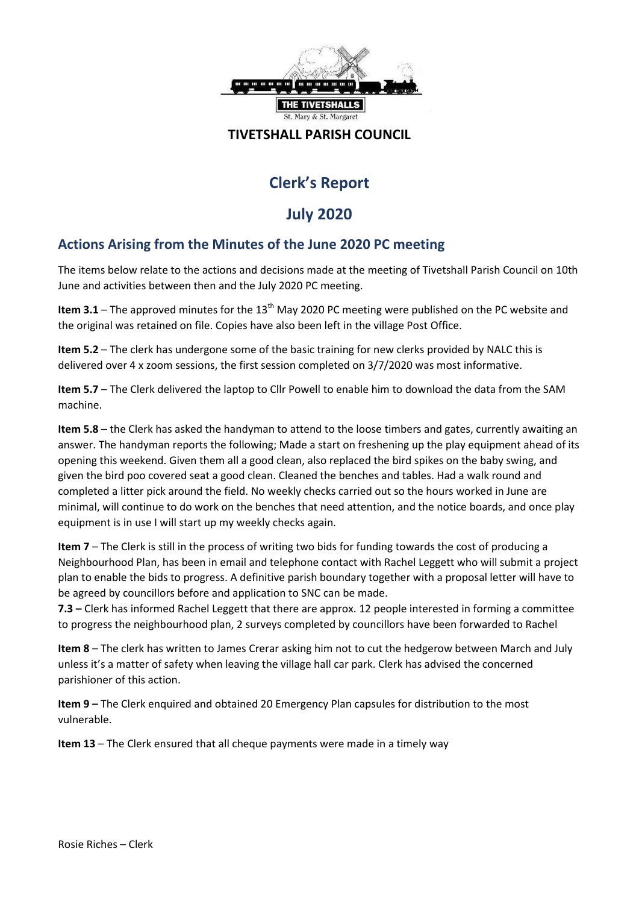THE TIVETSHALLS

St. Mary & St. Margaret

**TIVETSHALL PARISH COUNCIL**

# Clerk's Report

# July 2020

## Actions Arising from the Minutes of the June 2020 PC meeting

The items below relate to the actions and decisions made at the meeting of Tivetshall Parish Council on 10th June and activities between then and the July 2020 PC meeting.

**Item 3.1** – The approved minutes for the 13th May 2020 PC meeting were published on the PC website and the original was retained on file. Copies have also been left in the village Post Office.

**Item 5.2** – The clerk has undergone some of the basic training for new clerks provided by NALC this is delivered over 4 x zoom sessions, the first session completed on 3/7/2020 was most informative.

**Item 5.7** – The Clerk delivered the laptop to Cllr Powell to enable him to download the data from the SAM machine.

**Item 5.8** – the Clerk has asked the handyman to attend to the loose timbers and gates, currently awaiting an answer. The handyman reports the following; Made a start on freshening up the play equipment ahead of its opening this weekend. Given them all a good clean, also replaced the bird spikes on the baby swing, and given the bird poo covered seat a good clean. Cleaned the benches and tables. Had a walk round and completed a litter pick around the field. No weekly checks carried out so the hours worked in June are minimal, will continue to do work on the benches that need attention, and the notice boards, and once play equipment is in use I will start up my weekly checks again.

**Item 7** – The Clerk is still in the process of writing two bids for funding towards the cost of producing a Neighbourhood Plan, has been in email and telephone contact with Rachel Leggett who will submit a project plan to enable the bids to progress. A definitive parish boundary together with a proposal letter will have to be agreed by councillors before and application to SNC can be made.

**7.3 –** Clerk has informed Rachel Leggett that there are approx. 12 people interested in forming a committee to progress the neighbourhood plan, 2 surveys completed by councillors have been forwarded to Rachel

**Item 8** – The clerk has written to James Crerar asking him not to cut the hedgerow between March and July unless it's a matter of safety when leaving the village hall car park. Clerk has advised the concerned parishioner of this action.

**Item 9 –** The Clerk enquired and obtained 20 Emergency Plan capsules for distribution to the most vulnerable.

**Item 13** – The Clerk ensured that all cheque payments were made in a timely way

Rosie Riches – Clerk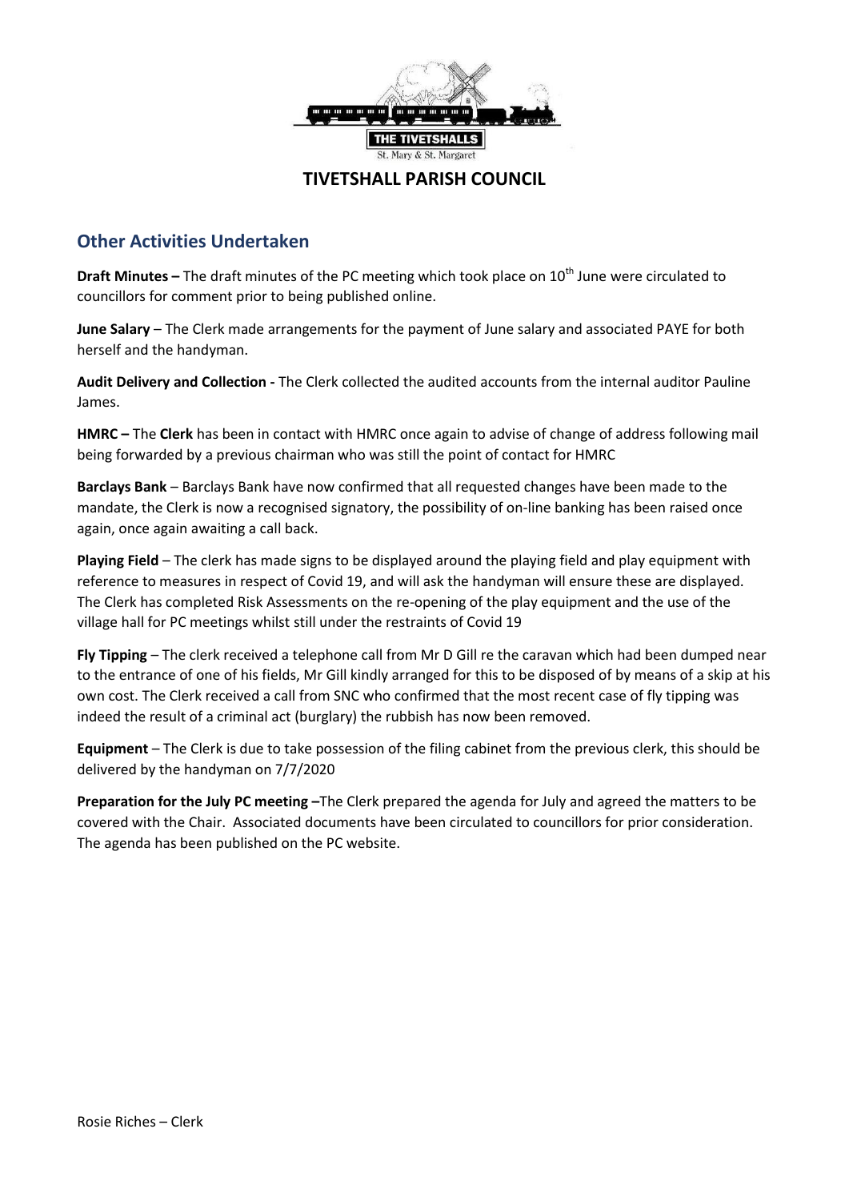THE TIVETSHALLS

St. Mary & St. Margaret

# TIVETSHALL PARISH COUNCIL

## Other Activities Undertaken

**Draft Minutes –** The draft minutes of the PC meeting which took place on 10th June were circulated to councillors for comment prior to being published online.

**June Salary** – The Clerk made arrangements for the payment of June salary and associated PAYE for both herself and the handyman.

**Audit Delivery and Collection -** The Clerk collected the audited accounts from the internal auditor Pauline James.

**HMRC –** The **Clerk** has been in contact with HMRC once again to advise of change of address following mail being forwarded by a previous chairman who was still the point of contact for HMRC

**Barclays Bank** – Barclays Bank have now confirmed that all requested changes have been made to the mandate, the Clerk is now a recognised signatory, the possibility of on-line banking has been raised once again, once again awaiting a call back.

**Playing Field** – The clerk has made signs to be displayed around the playing field and play equipment with reference to measures in respect of Covid 19, and will ask the handyman will ensure these are displayed. The Clerk has completed Risk Assessments on the re-opening of the play equipment and the use of the village hall for PC meetings whilst still under the restraints of Covid 19

**Fly Tipping** – The clerk received a telephone call from Mr D Gill re the caravan which had been dumped near to the entrance of one of his fields, Mr Gill kindly arranged for this to be disposed of by means of a skip at his own cost. The Clerk received a call from SNC who confirmed that the most recent case of fly tipping was indeed the result of a criminal act (burglary) the rubbish has now been removed.

**Equipment** – The Clerk is due to take possession of the filing cabinet from the previous clerk, this should be delivered by the handyman on 7/7/2020

**Preparation for the July PC meeting –**The Clerk prepared the agenda for July and agreed the matters to be covered with the Chair. Associated documents have been circulated to councillors for prior consideration. The agenda has been published on the PC website.

Rosie Riches – Clerk